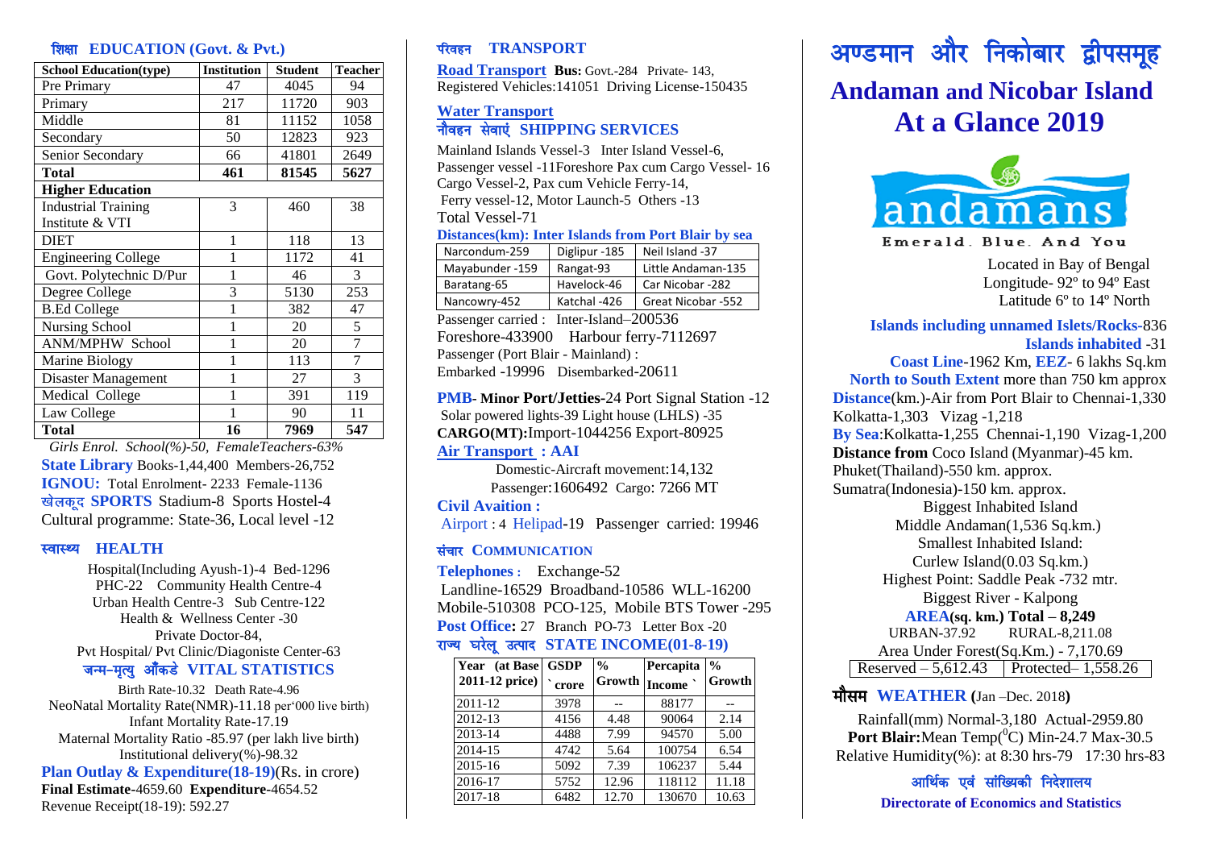## शिक्षा EDUCATION (Govt. & Pvt.)

| School Education(type) | Institution | Student | Teacher |
|---|---|---|---|
| Pre Primary | 47 | 4045 | 94 |
| Primary | 217 | 11720 | 903 |
| Middle | 81 | 11152 | 1058 |
| Secondary | 50 | 12823 | 923 |
| Senior Secondary | 66 | 41801 | 2649 |
| **Total** | **461** | **81545** | **5627** |
| **Higher Education** | | | |
| Industrial Training Institute & VTI | 3 | 460 | 38 |
| DIET | 1 | 118 | 13 |
| Engineering College | 1 | 1172 | 41 |
| Govt. Polytechnic D/Pur | 1 | 46 | 3 |
| Degree College | 3 | 5130 | 253 |
| B.Ed College | 1 | 382 | 47 |
| Nursing School | 1 | 20 | 5 |
| ANM/MPHW School | 1 | 20 | 7 |
| Marine Biology | 1 | 113 | 7 |
| Disaster Management | 1 | 27 | 3 |
| Medical College | 1 | 391 | 119 |
| Law College | 1 | 90 | 11 |
| **Total** | **16** | **7969** | **547** |

*Girls Enrol. School(%)-50, FemaleTeachers-63%*

**State Library** Books-1,44,400 Members-26,752

**IGNOU:** Total Enrolment- 2233 Female-1136

खेलकूद **SPORTS** Stadium-8 Sports Hostel-4

Cultural programme: State-36, Local level -12

## स्वास्थ्य HEALTH

Hospital(Including Ayush-1)-4 Bed-1296
PHC-22 Community Health Centre-4
Urban Health Centre-3 Sub Centre-122
Health & Wellness Center -30
Private Doctor-84,
Pvt Hospital/ Pvt Clinic/Diagoniste Center-63

## जन्म-मृत्यु आँकडे VITAL STATISTICS

Birth Rate-10.32 Death Rate-4.96
NeoNatal Mortality Rate(NMR)-11.18 per'000 live birth)
Infant Mortality Rate-17.19
Maternal Mortality Ratio -85.97 (per lakh live birth)
Institutional delivery(%)-98.32

**Plan Outlay & Expenditure(18-19)**(Rs. in crore)
**Final Estimate**-4659.60 **Expenditure**-4654.52
Revenue Receipt(18-19): 592.27

## परिवहन TRANSPORT

**Road Transport** **Bus:** Govt.-284 Private- 143,
Registered Vehicles:141051 Driving License-150435

**Water Transport**

### नौवहन सेवाएं SHIPPING SERVICES

Mainland Islands Vessel-3 Inter Island Vessel-6,
Passenger vessel -11Foreshore Pax cum Cargo Vessel- 16
Cargo Vessel-2, Pax cum Vehicle Ferry-14,
Ferry vessel-12, Motor Launch-5 Others -13
Total Vessel-71

**Distances(km): Inter Islands from Port Blair by sea**

| | | |
|---|---|---|
| Narcondum-259 | Diglipur -185 | Neil Island -37 |
| Mayabunder -159 | Rangat-93 | Little Andaman-135 |
| Baratang-65 | Havelock-46 | Car Nicobar -282 |
| Nancowry-452 | Katchal -426 | Great Nicobar -552 |

Passenger carried : Inter-Island–200536
Foreshore-433900 Harbour ferry-7112697
Passenger (Port Blair - Mainland) :
Embarked -19996 Disembarked-20611

**PMB- Minor Port/Jetties**-24 Port Signal Station -12
Solar powered lights-39 Light house (LHLS) -35
**CARGO(MT):**Import-1044256 Export-80925

**Air Transport : AAI**

Domestic-Aircraft movement:14,132
Passenger:1606492 Cargo: 7266 MT

**Civil Avaition :**

Airport : 4 Helipad-19 Passenger carried: 19946

## संचार COMMUNICATION

**Telephones :** Exchange-52
Landline-16529 Broadband-10586 WLL-16200
Mobile-510308 PCO-125, Mobile BTS Tower -295
**Post Office:** 27 Branch PO-73 Letter Box -20

## राज्य घरेलू उत्पाद STATE INCOME(01-8-19)

| Year (at Base 2011-12 price) | GSDP ` crore | % Growth | Percapita Income ` | % Growth |
|---|---|---|---|---|
| 2011-12 | 3978 | -- | 88177 | -- |
| 2012-13 | 4156 | 4.48 | 90064 | 2.14 |
| 2013-14 | 4488 | 7.99 | 94570 | 5.00 |
| 2014-15 | 4742 | 5.64 | 100754 | 6.54 |
| 2015-16 | 5092 | 7.39 | 106237 | 5.44 |
| 2016-17 | 5752 | 12.96 | 118112 | 11.18 |
| 2017-18 | 6482 | 12.70 | 130670 | 10.63 |

# अण्डमान और निकोबार द्वीपसमूह

# Andaman and Nicobar Island At a Glance 2019

andamans
Emerald. Blue. And You

Located in Bay of Bengal
Longitude- 92º to 94º East
Latitude 6º to 14º North

**Islands including unnamed Islets/Rocks**-836
**Islands inhabited** -31
**Coast Line**-1962 Km, **EEZ**- 6 lakhs Sq.km
**North to South Extent** more than 750 km approx
**Distance**(km.)-Air from Port Blair to Chennai-1,330
Kolkatta-1,303 Vizag -1,218
**By Sea**:Kolkatta-1,255 Chennai-1,190 Vizag-1,200
**Distance from** Coco Island (Myanmar)-45 km.
Phuket(Thailand)-550 km. approx.
Sumatra(Indonesia)-150 km. approx.

Biggest Inhabited Island
Middle Andaman(1,536 Sq.km.)
Smallest Inhabited Island:
Curlew Island(0.03 Sq.km.)
Highest Point: Saddle Peak -732 mtr.
Biggest River - Kalpong

**AREA(sq. km.) Total – 8,249**
URBAN-37.92 RURAL-8,211.08
Area Under Forest(Sq.Km.) - 7,170.69

| | |
|---|---|
| Reserved – 5,612.43 | Protected– 1,558.26 |

## मौसम WEATHER (Jan –Dec. 2018)

Rainfall(mm) Normal-3,180 Actual-2959.80
**Port Blair:**Mean Temp($^0$C) Min-24.7 Max-30.5
Relative Humidity(%): at 8:30 hrs-79 17:30 hrs-83

आर्थिक एवं सांख्यिकी निदेशालय
**Directorate of Economics and Statistics**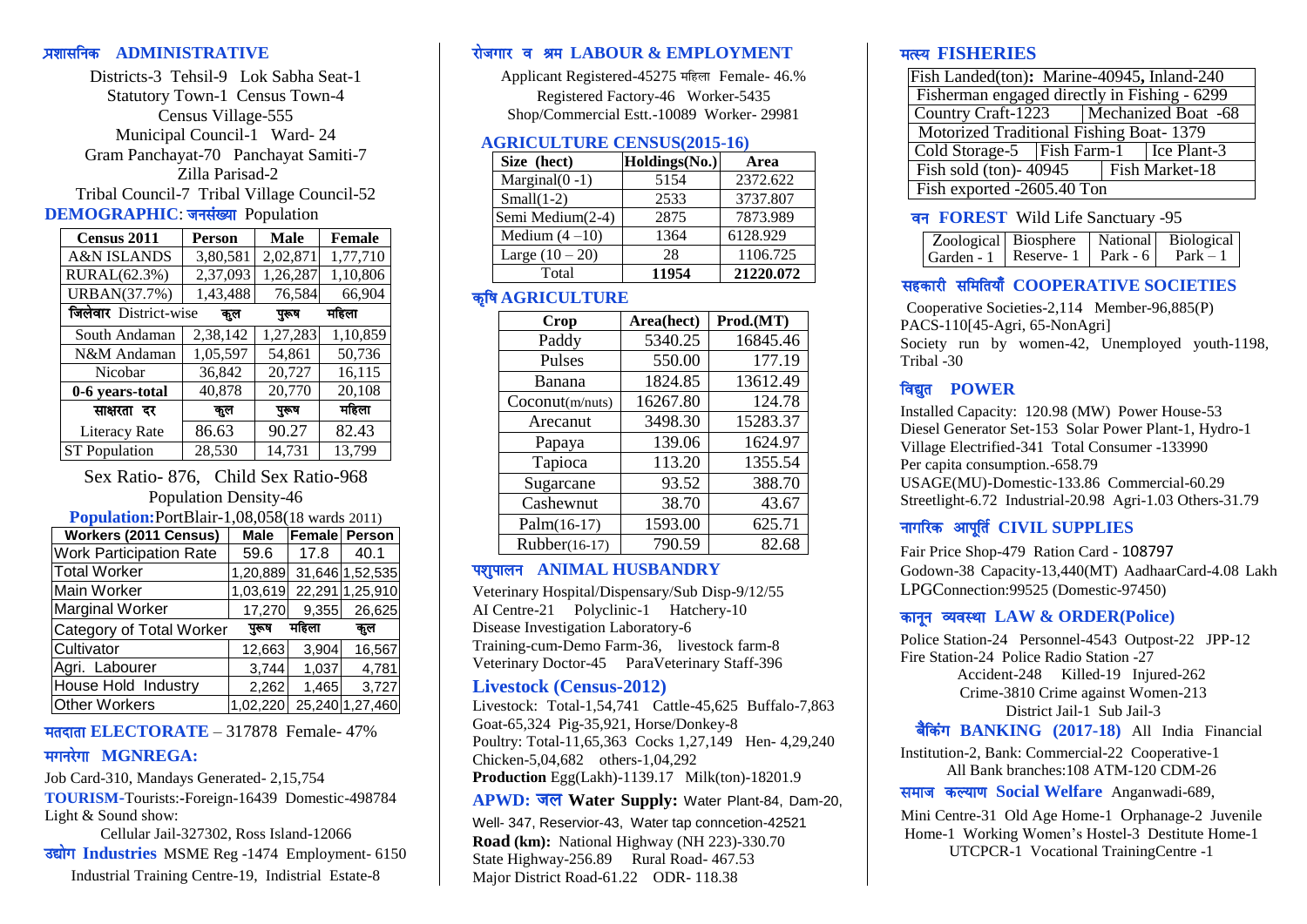## प्रशासनिक ADMINISTRATIVE

Districts-3 Tehsil-9 Lok Sabha Seat-1
Statutory Town-1 Census Town-4
Census Village-555
Municipal Council-1 Ward- 24
Gram Panchayat-70 Panchayat Samiti-7
Zilla Parisad-2
Tribal Council-7 Tribal Village Council-52

## DEMOGRAPHIC: जनसंख्या Population

| Census 2011 | Person | Male | Female |
|---|---|---|---|
| A&N ISLANDS | 3,80,581 | 2,02,871 | 1,77,710 |
| RURAL(62.3%) | 2,37,093 | 1,26,287 | 1,10,806 |
| URBAN(37.7%) | 1,43,488 | 76,584 | 66,904 |
| जिलेवार District-wise | कुल | पुरूष | महिला |
| South Andaman | 2,38,142 | 1,27,283 | 1,10,859 |
| N&M Andaman | 1,05,597 | 54,861 | 50,736 |
| Nicobar | 36,842 | 20,727 | 16,115 |
| 0-6 years-total | 40,878 | 20,770 | 20,108 |
| साक्षरता दर | कुल | पुरूष | महिला |
| Literacy Rate | 86.63 | 90.27 | 82.43 |
| ST Population | 28,530 | 14,731 | 13,799 |

Sex Ratio- 876, Child Sex Ratio-968
Population Density-46

**Population:** PortBlair-1,08,058(18 wards 2011)

| Workers (2011 Census) | Male | Female | Person |
|---|---|---|---|
| Work Participation Rate | 59.6 | 17.8 | 40.1 |
| Total Worker | 1,20,889 | 31,646 | 1,52,535 |
| Main Worker | 1,03,619 | 22,291 | 1,25,910 |
| Marginal Worker | 17,270 | 9,355 | 26,625 |
| Category of Total Worker | पुरूष | महिला | कुल |
| Cultivator | 12,663 | 3,904 | 16,567 |
| Agri. Labourer | 3,744 | 1,037 | 4,781 |
| House Hold Industry | 2,262 | 1,465 | 3,727 |
| Other Workers | 1,02,220 | 25,240 | 1,27,460 |

## मतदाता ELECTORATE – 317878 Female- 47%

## मगनरेगा MGNREGA:

Job Card-310, Mandays Generated- 2,15,754

**TOURISM**-Tourists:-Foreign-16439 Domestic-498784
Light & Sound show:
Cellular Jail-327302, Ross Island-12066

**उद्योग Industries** MSME Reg -1474 Employment- 6150
Industrial Training Centre-19, Indistrial Estate-8

## रोजगार व श्रम LABOUR & EMPLOYMENT

Applicant Registered-45275 महिला Female- 46.%
Registered Factory-46 Worker-5435
Shop/Commercial Estt.-10089 Worker- 29981

## AGRICULTURE CENSUS(2015-16)

| Size (hect) | Holdings(No.) | Area |
|---|---|---|
| Marginal(0 -1) | 5154 | 2372.622 |
| Small(1-2) | 2533 | 3737.807 |
| Semi Medium(2-4) | 2875 | 7873.989 |
| Medium (4 –10) | 1364 | 6128.929 |
| Large (10 – 20) | 28 | 1106.725 |
| Total | **11954** | **21220.072** |

## कृषि AGRICULTURE

| Crop | Area(hect) | Prod.(MT) |
|---|---|---|
| Paddy | 5340.25 | 16845.46 |
| Pulses | 550.00 | 177.19 |
| Banana | 1824.85 | 13612.49 |
| Coconut(m/nuts) | 16267.80 | 124.78 |
| Arecanut | 3498.30 | 15283.37 |
| Papaya | 139.06 | 1624.97 |
| Tapioca | 113.20 | 1355.54 |
| Sugarcane | 93.52 | 388.70 |
| Cashewnut | 38.70 | 43.67 |
| Palm(16-17) | 1593.00 | 625.71 |
| Rubber(16-17) | 790.59 | 82.68 |

## पशुपालन ANIMAL HUSBANDRY

Veterinary Hospital/Dispensary/Sub Disp-9/12/55
AI Centre-21 Polyclinic-1 Hatchery-10
Disease Investigation Laboratory-6
Training-cum-Demo Farm-36, livestock farm-8
Veterinary Doctor-45 ParaVeterinary Staff-396

## Livestock (Census-2012)

Livestock: Total-1,54,741 Cattle-45,625 Buffalo-7,863
Goat-65,324 Pig-35,921, Horse/Donkey-8
Poultry: Total-11,65,363 Cocks 1,27,149 Hen- 4,29,240
Chicken-5,04,682 others-1,04,292
**Production** Egg(Lakh)-1139.17 Milk(ton)-18201.9

**APWD: जल Water Supply:** Water Plant-84, Dam-20, Well- 347, Reservior-43, Water tap conncetion-42521
**Road (km):** National Highway (NH 223)-330.70
State Highway-256.89 Rural Road- 467.53
Major District Road-61.22 ODR- 118.38

## मत्स्य FISHERIES

| | |
|---|---|
| Fish Landed(ton): Marine-40945, Inland-240 | |
| Fisherman engaged directly in Fishing - 6299 | |
| Country Craft-1223 | Mechanized Boat -68 |
| Motorized Traditional Fishing Boat- 1379 | |
| Cold Storage-5 Fish Farm-1 | Ice Plant-3 |
| Fish sold (ton)- 40945 | Fish Market-18 |
| Fish exported -2605.40 Ton | |

## वन FOREST Wild Life Sanctuary -95

| Zoological Garden - 1 | Biosphere Reserve- 1 | National Park - 6 | Biological Park – 1 |
|---|---|---|---|

## सहकारी समितियाँ COOPERATIVE SOCIETIES

Cooperative Societies-2,114 Member-96,885(P)
PACS-110[45-Agri, 65-NonAgri]
Society run by women-42, Unemployed youth-1198, Tribal -30

## विद्युत POWER

Installed Capacity: 120.98 (MW) Power House-53
Diesel Generator Set-153 Solar Power Plant-1, Hydro-1
Village Electrified-341 Total Consumer -133990
Per capita consumption.-658.79
USAGE(MU)-Domestic-133.86 Commercial-60.29
Streetlight-6.72 Industrial-20.98 Agri-1.03 Others-31.79

## नागरिक आपूर्ति CIVIL SUPPLIES

Fair Price Shop-479 Ration Card - 108797
Godown-38 Capacity-13,440(MT) AadhaarCard-4.08 Lakh
LPGConnection:99525 (Domestic-97450)

## कानून व्यवस्था LAW & ORDER(Police)

Police Station-24 Personnel-4543 Outpost-22 JPP-12
Fire Station-24 Police Radio Station -27
Accident-248 Killed-19 Injured-262
Crime-3810 Crime against Women-213
District Jail-1 Sub Jail-3

## बैंकिंग BANKING (2017-18)

All India Financial Institution-2, Bank: Commercial-22 Cooperative-1
All Bank branches:108 ATM-120 CDM-26

## समाज कल्याण Social Welfare

Anganwadi-689, Mini Centre-31 Old Age Home-1 Orphanage-2 Juvenile Home-1 Working Women's Hostel-3 Destitute Home-1
UTCPCR-1 Vocational TrainingCentre -1